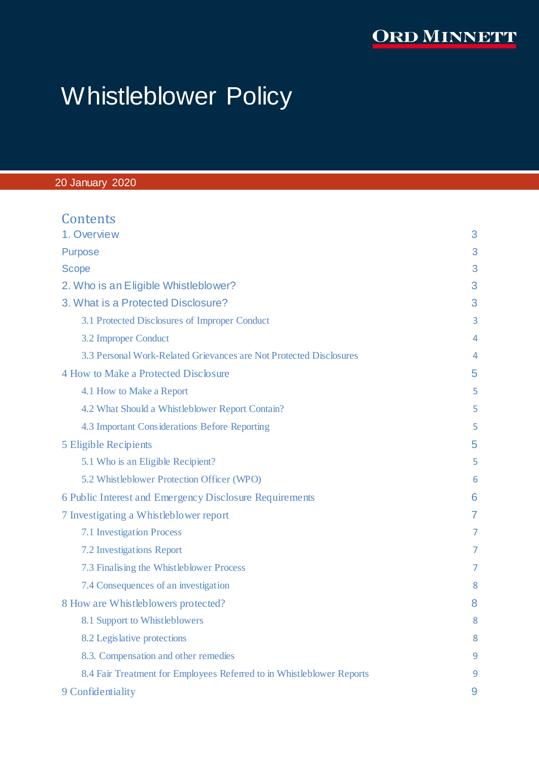ORD MINNETT

# Whistleblower Policy

20 January 2020

## Contents

| | |
|---|---|
| 1. Overview | 3 |
| Purpose | 3 |
| Scope | 3 |
| 2. Who is an Eligible Whistleblower? | 3 |
| 3. What is a Protected Disclosure? | 3 |
| 3.1 Protected Disclosures of Improper Conduct | 3 |
| 3.2 Improper Conduct | 4 |
| 3.3 Personal Work-Related Grievances are Not Protected Disclosures | 4 |
| 4 How to Make a Protected Disclosure | 5 |
| 4.1 How to Make a Report | 5 |
| 4.2 What Should a Whistleblower Report Contain? | 5 |
| 4.3 Important Considerations Before Reporting | 5 |
| 5 Eligible Recipients | 5 |
| 5.1 Who is an Eligible Recipient? | 5 |
| 5.2 Whistleblower Protection Officer (WPO) | 6 |
| 6 Public Interest and Emergency Disclosure Requirements | 6 |
| 7 Investigating a Whistleblower report | 7 |
| 7.1 Investigation Process | 7 |
| 7.2 Investigations Report | 7 |
| 7.3 Finalising the Whistleblower Process | 7 |
| 7.4 Consequences of an investigation | 8 |
| 8 How are Whistleblowers protected? | 8 |
| 8.1 Support to Whistleblowers | 8 |
| 8.2 Legislative protections | 8 |
| 8.3. Compensation and other remedies | 9 |
| 8.4 Fair Treatment for Employees Referred to in Whistleblower Reports | 9 |
| 9 Confidentiality | 9 |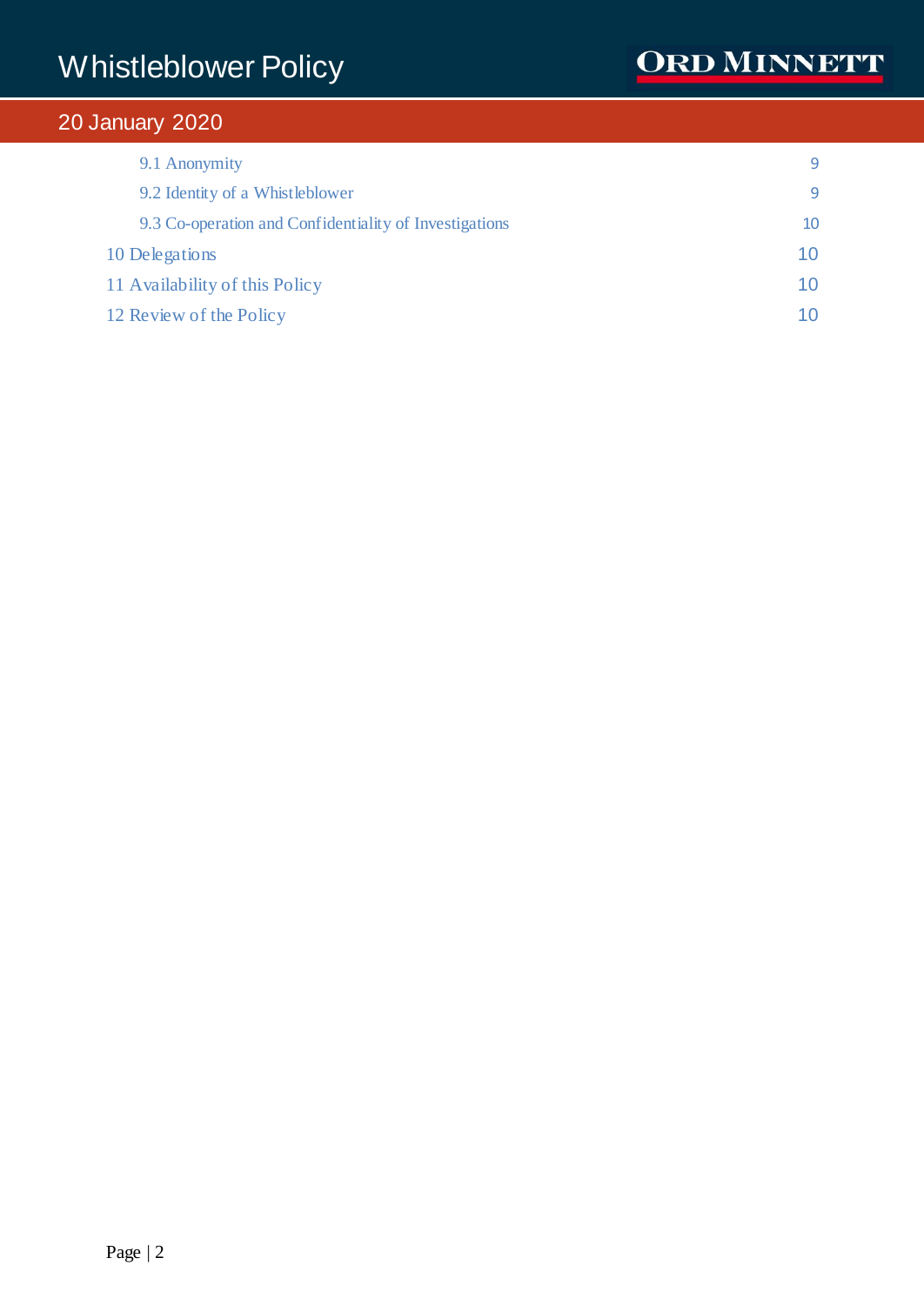- 9.1 Anonymity 9
- 9.2 Identity of a Whistleblower 9
- 9.3 Co-operation and Confidentiality of Investigations 10

10 Delegations 10

11 Availability of this Policy 10

12 Review of the Policy 10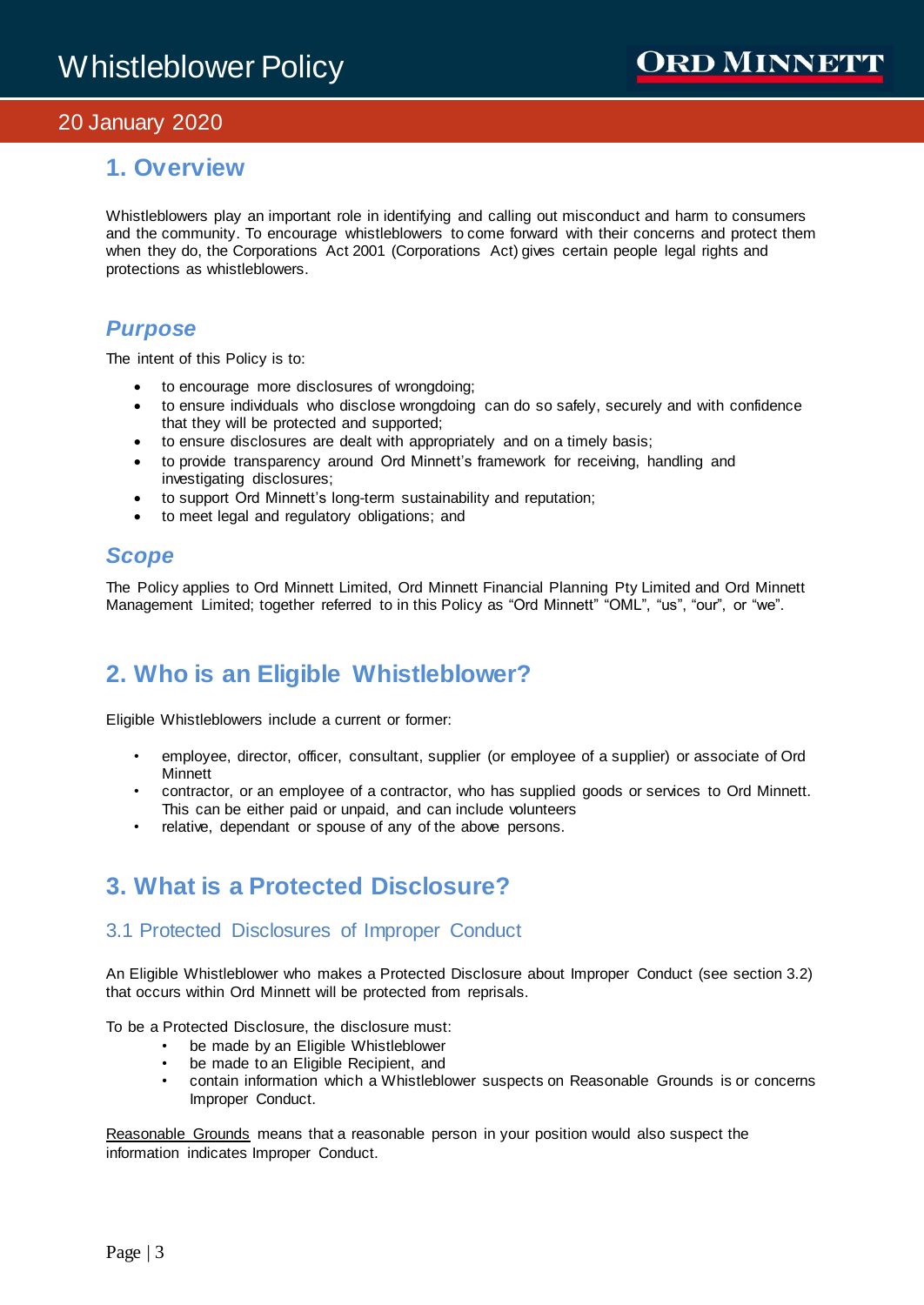# Whistleblower Policy

## 20 January 2020

## 1. Overview

Whistleblowers play an important role in identifying and calling out misconduct and harm to consumers and the community. To encourage whistleblowers to come forward with their concerns and protect them when they do, the Corporations Act 2001 (Corporations Act) gives certain people legal rights and protections as whistleblowers.

### *Purpose*

The intent of this Policy is to:

- to encourage more disclosures of wrongdoing;
- to ensure individuals who disclose wrongdoing can do so safely, securely and with confidence that they will be protected and supported;
- to ensure disclosures are dealt with appropriately and on a timely basis;
- to provide transparency around Ord Minnett's framework for receiving, handling and investigating disclosures;
- to support Ord Minnett's long-term sustainability and reputation;
- to meet legal and regulatory obligations; and

### *Scope*

The Policy applies to Ord Minnett Limited, Ord Minnett Financial Planning Pty Limited and Ord Minnett Management Limited; together referred to in this Policy as "Ord Minnett" "OML", "us", "our", or "we".

## 2. Who is an Eligible Whistleblower?

Eligible Whistleblowers include a current or former:

- employee, director, officer, consultant, supplier (or employee of a supplier) or associate of Ord Minnett
- contractor, or an employee of a contractor, who has supplied goods or services to Ord Minnett. This can be either paid or unpaid, and can include volunteers
- relative, dependant or spouse of any of the above persons.

## 3. What is a Protected Disclosure?

### 3.1 Protected Disclosures of Improper Conduct

An Eligible Whistleblower who makes a Protected Disclosure about Improper Conduct (see section 3.2) that occurs within Ord Minnett will be protected from reprisals.

To be a Protected Disclosure, the disclosure must:

- be made by an Eligible Whistleblower
- be made to an Eligible Recipient, and
- contain information which a Whistleblower suspects on Reasonable Grounds is or concerns Improper Conduct.

Reasonable Grounds means that a reasonable person in your position would also suspect the information indicates Improper Conduct.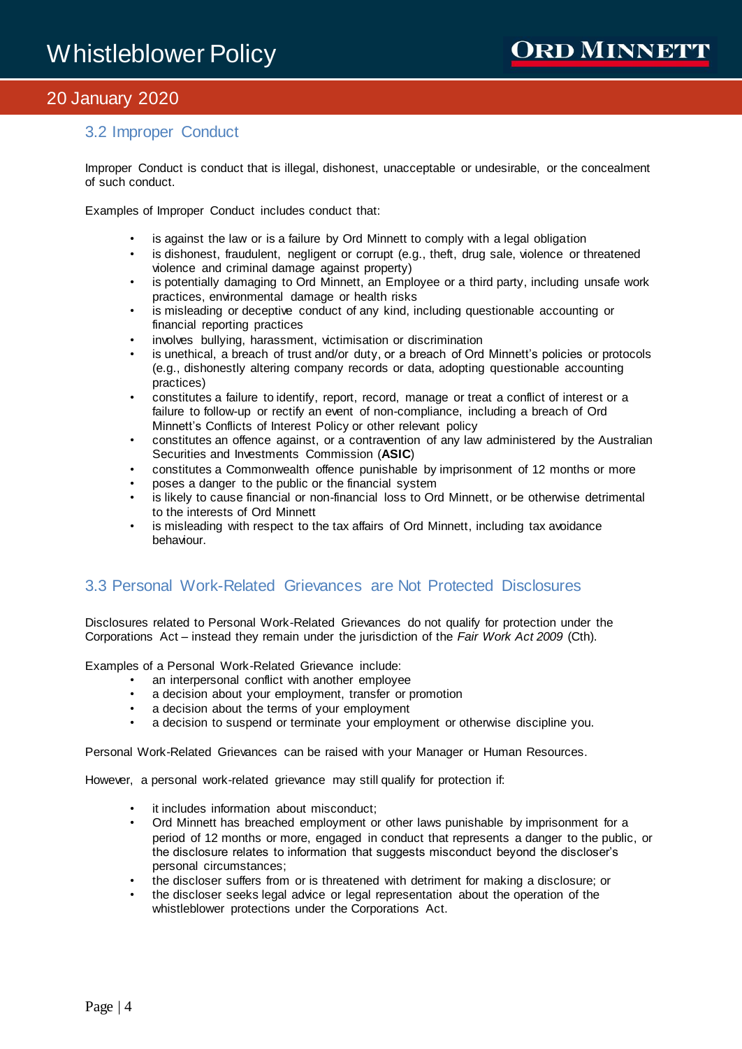## 3.2 Improper Conduct

Improper Conduct is conduct that is illegal, dishonest, unacceptable or undesirable, or the concealment of such conduct.

Examples of Improper Conduct includes conduct that:

- is against the law or is a failure by Ord Minnett to comply with a legal obligation
- is dishonest, fraudulent, negligent or corrupt (e.g., theft, drug sale, violence or threatened violence and criminal damage against property)
- is potentially damaging to Ord Minnett, an Employee or a third party, including unsafe work practices, environmental damage or health risks
- is misleading or deceptive conduct of any kind, including questionable accounting or financial reporting practices
- involves bullying, harassment, victimisation or discrimination
- is unethical, a breach of trust and/or duty, or a breach of Ord Minnett's policies or protocols (e.g., dishonestly altering company records or data, adopting questionable accounting practices)
- constitutes a failure to identify, report, record, manage or treat a conflict of interest or a failure to follow-up or rectify an event of non-compliance, including a breach of Ord Minnett's Conflicts of Interest Policy or other relevant policy
- constitutes an offence against, or a contravention of any law administered by the Australian Securities and Investments Commission (**ASIC**)
- constitutes a Commonwealth offence punishable by imprisonment of 12 months or more
- poses a danger to the public or the financial system
- is likely to cause financial or non-financial loss to Ord Minnett, or be otherwise detrimental to the interests of Ord Minnett
- is misleading with respect to the tax affairs of Ord Minnett, including tax avoidance behaviour.

## 3.3 Personal Work-Related Grievances are Not Protected Disclosures

Disclosures related to Personal Work-Related Grievances do not qualify for protection under the Corporations Act – instead they remain under the jurisdiction of the *Fair Work Act 2009* (Cth).

Examples of a Personal Work-Related Grievance include:

- an interpersonal conflict with another employee
- a decision about your employment, transfer or promotion
- a decision about the terms of your employment
- a decision to suspend or terminate your employment or otherwise discipline you.

Personal Work-Related Grievances can be raised with your Manager or Human Resources.

However, a personal work-related grievance may still qualify for protection if:

- it includes information about misconduct;
- Ord Minnett has breached employment or other laws punishable by imprisonment for a period of 12 months or more, engaged in conduct that represents a danger to the public, or the disclosure relates to information that suggests misconduct beyond the discloser's personal circumstances;
- the discloser suffers from or is threatened with detriment for making a disclosure; or
- the discloser seeks legal advice or legal representation about the operation of the whistleblower protections under the Corporations Act.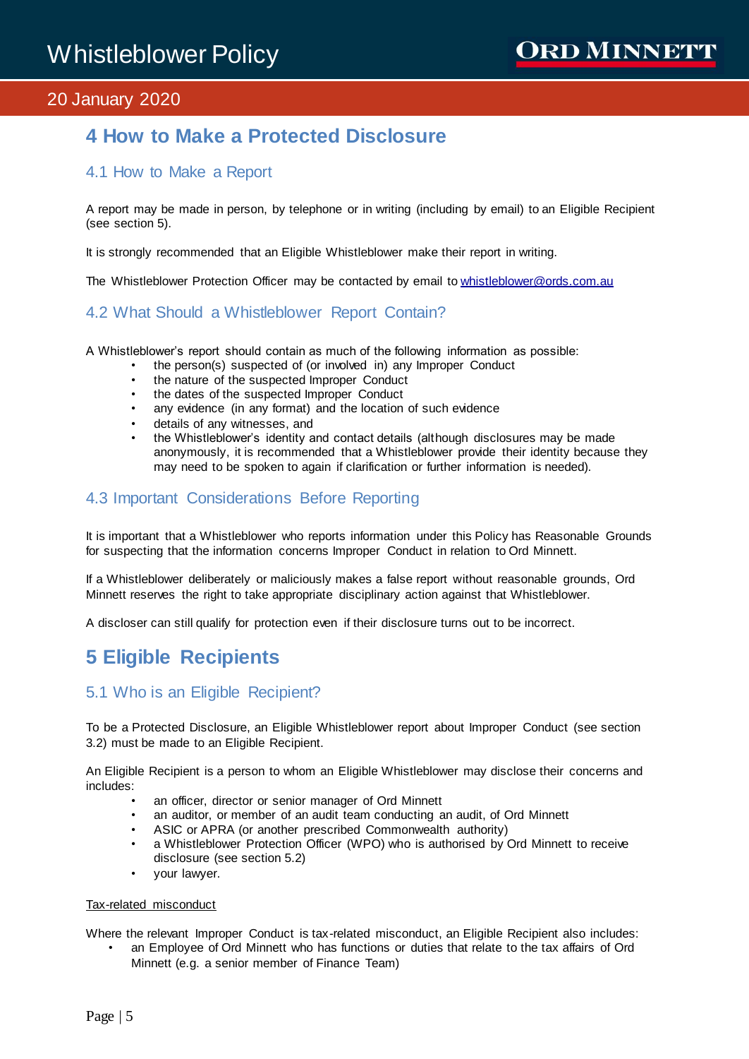# 4 How to Make a Protected Disclosure

## 4.1 How to Make a Report

A report may be made in person, by telephone or in writing (including by email) to an Eligible Recipient (see section 5).

It is strongly recommended that an Eligible Whistleblower make their report in writing.

The Whistleblower Protection Officer may be contacted by email to whistleblower@ords.com.au

## 4.2 What Should a Whistleblower Report Contain?

A Whistleblower's report should contain as much of the following information as possible:

- the person(s) suspected of (or involved in) any Improper Conduct
- the nature of the suspected Improper Conduct
- the dates of the suspected Improper Conduct
- any evidence (in any format) and the location of such evidence
- details of any witnesses, and
- the Whistleblower's identity and contact details (although disclosures may be made anonymously, it is recommended that a Whistleblower provide their identity because they may need to be spoken to again if clarification or further information is needed).

## 4.3 Important Considerations Before Reporting

It is important that a Whistleblower who reports information under this Policy has Reasonable Grounds for suspecting that the information concerns Improper Conduct in relation to Ord Minnett.

If a Whistleblower deliberately or maliciously makes a false report without reasonable grounds, Ord Minnett reserves the right to take appropriate disciplinary action against that Whistleblower.

A discloser can still qualify for protection even if their disclosure turns out to be incorrect.

# 5 Eligible Recipients

## 5.1 Who is an Eligible Recipient?

To be a Protected Disclosure, an Eligible Whistleblower report about Improper Conduct (see section 3.2) must be made to an Eligible Recipient.

An Eligible Recipient is a person to whom an Eligible Whistleblower may disclose their concerns and includes:

- an officer, director or senior manager of Ord Minnett
- an auditor, or member of an audit team conducting an audit, of Ord Minnett
- ASIC or APRA (or another prescribed Commonwealth authority)
- a Whistleblower Protection Officer (WPO) who is authorised by Ord Minnett to receive disclosure (see section 5.2)
- your lawyer.

<u>Tax-related misconduct</u>

Where the relevant Improper Conduct is tax-related misconduct, an Eligible Recipient also includes:

- an Employee of Ord Minnett who has functions or duties that relate to the tax affairs of Ord Minnett (e.g. a senior member of Finance Team)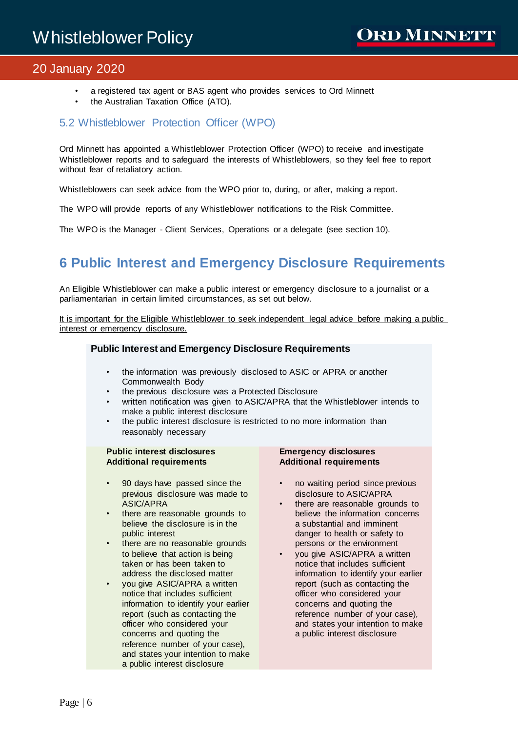- a registered tax agent or BAS agent who provides services to Ord Minnett
- the Australian Taxation Office (ATO).

### 5.2 Whistleblower Protection Officer (WPO)

Ord Minnett has appointed a Whistleblower Protection Officer (WPO) to receive and investigate Whistleblower reports and to safeguard the interests of Whistleblowers, so they feel free to report without fear of retaliatory action.

Whistleblowers can seek advice from the WPO prior to, during, or after, making a report.

The WPO will provide reports of any Whistleblower notifications to the Risk Committee.

The WPO is the Manager - Client Services, Operations or a delegate (see section 10).

## 6 Public Interest and Emergency Disclosure Requirements

An Eligible Whistleblower can make a public interest or emergency disclosure to a journalist or a parliamentarian in certain limited circumstances, as set out below.

<u>It is important for the Eligible Whistleblower to seek independent legal advice before making a public interest or emergency disclosure.</u>

**Public Interest and Emergency Disclosure Requirements**

- the information was previously disclosed to ASIC or APRA or another Commonwealth Body
- the previous disclosure was a Protected Disclosure
- written notification was given to ASIC/APRA that the Whistleblower intends to make a public interest disclosure
- the public interest disclosure is restricted to no more information than reasonably necessary

| Public interest disclosures Additional requirements | Emergency disclosures Additional requirements |
|---|---|
| • 90 days have passed since the previous disclosure was made to ASIC/APRA<br>• there are reasonable grounds to believe the disclosure is in the public interest<br>• there are no reasonable grounds to believe that action is being taken or has been taken to address the disclosed matter<br>• you give ASIC/APRA a written notice that includes sufficient information to identify your earlier report (such as contacting the officer who considered your concerns and quoting the reference number of your case), and states your intention to make a public interest disclosure | • no waiting period since previous disclosure to ASIC/APRA<br>• there are reasonable grounds to believe the information concerns a substantial and imminent danger to health or safety to persons or the environment<br>• you give ASIC/APRA a written notice that includes sufficient information to identify your earlier report (such as contacting the officer who considered your concerns and quoting the reference number of your case), and states your intention to make a public interest disclosure |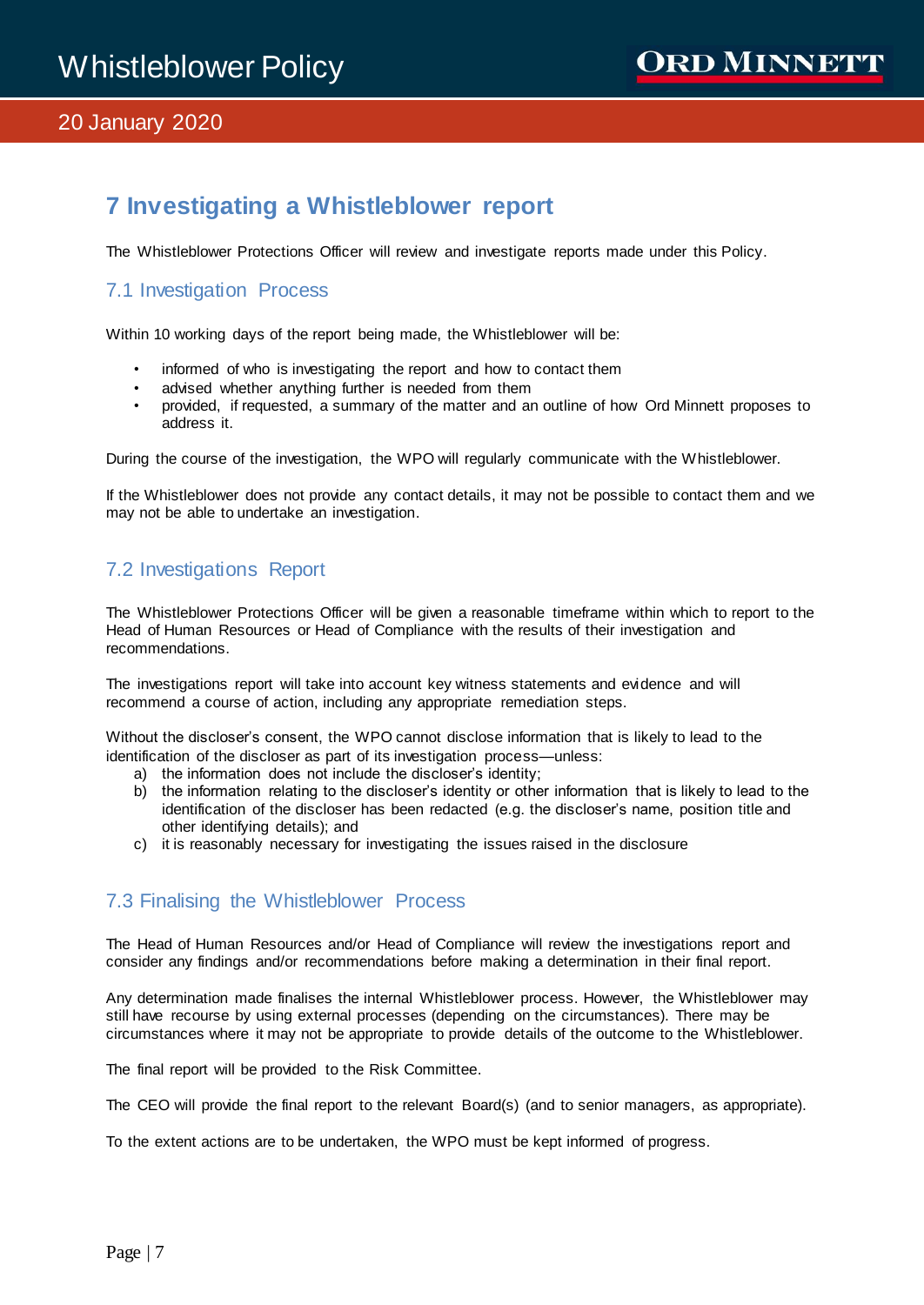## 7 Investigating a Whistleblower report

The Whistleblower Protections Officer will review and investigate reports made under this Policy.

### 7.1 Investigation Process

Within 10 working days of the report being made, the Whistleblower will be:

- informed of who is investigating the report and how to contact them
- advised whether anything further is needed from them
- provided, if requested, a summary of the matter and an outline of how Ord Minnett proposes to address it.

During the course of the investigation, the WPO will regularly communicate with the Whistleblower.

If the Whistleblower does not provide any contact details, it may not be possible to contact them and we may not be able to undertake an investigation.

### 7.2 Investigations Report

The Whistleblower Protections Officer will be given a reasonable timeframe within which to report to the Head of Human Resources or Head of Compliance with the results of their investigation and recommendations.

The investigations report will take into account key witness statements and evidence and will recommend a course of action, including any appropriate remediation steps.

Without the discloser's consent, the WPO cannot disclose information that is likely to lead to the identification of the discloser as part of its investigation process—unless:

a) the information does not include the discloser's identity;
b) the information relating to the discloser's identity or other information that is likely to lead to the identification of the discloser has been redacted (e.g. the discloser's name, position title and other identifying details); and
c) it is reasonably necessary for investigating the issues raised in the disclosure

### 7.3 Finalising the Whistleblower Process

The Head of Human Resources and/or Head of Compliance will review the investigations report and consider any findings and/or recommendations before making a determination in their final report.

Any determination made finalises the internal Whistleblower process. However, the Whistleblower may still have recourse by using external processes (depending on the circumstances). There may be circumstances where it may not be appropriate to provide details of the outcome to the Whistleblower.

The final report will be provided to the Risk Committee.

The CEO will provide the final report to the relevant Board(s) (and to senior managers, as appropriate).

To the extent actions are to be undertaken, the WPO must be kept informed of progress.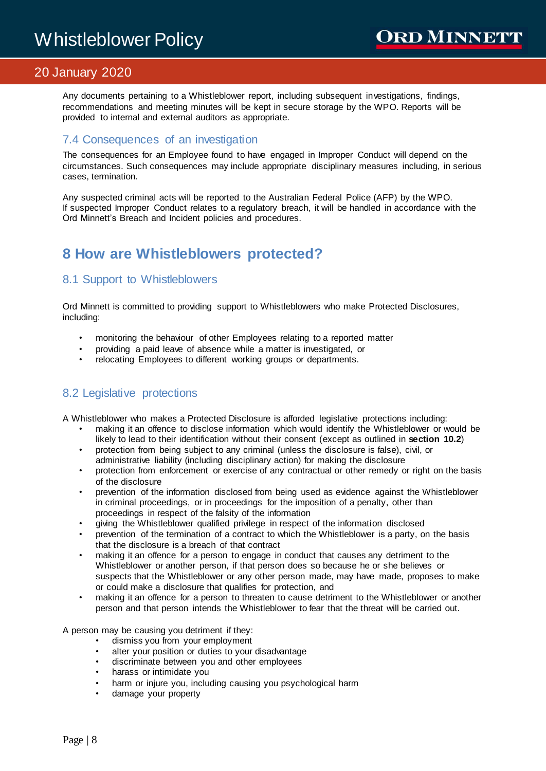Any documents pertaining to a Whistleblower report, including subsequent investigations, findings, recommendations and meeting minutes will be kept in secure storage by the WPO. Reports will be provided to internal and external auditors as appropriate.

### 7.4 Consequences of an investigation

The consequences for an Employee found to have engaged in Improper Conduct will depend on the circumstances. Such consequences may include appropriate disciplinary measures including, in serious cases, termination.

Any suspected criminal acts will be reported to the Australian Federal Police (AFP) by the WPO.
If suspected Improper Conduct relates to a regulatory breach, it will be handled in accordance with the Ord Minnett's Breach and Incident policies and procedures.

## 8 How are Whistleblowers protected?

### 8.1 Support to Whistleblowers

Ord Minnett is committed to providing support to Whistleblowers who make Protected Disclosures, including:

- monitoring the behaviour of other Employees relating to a reported matter
- providing a paid leave of absence while a matter is investigated, or
- relocating Employees to different working groups or departments.

### 8.2 Legislative protections

A Whistleblower who makes a Protected Disclosure is afforded legislative protections including:

- making it an offence to disclose information which would identify the Whistleblower or would be likely to lead to their identification without their consent (except as outlined in **section 10.2**)
- protection from being subject to any criminal (unless the disclosure is false), civil, or administrative liability (including disciplinary action) for making the disclosure
- protection from enforcement or exercise of any contractual or other remedy or right on the basis of the disclosure
- prevention of the information disclosed from being used as evidence against the Whistleblower in criminal proceedings, or in proceedings for the imposition of a penalty, other than proceedings in respect of the falsity of the information
- giving the Whistleblower qualified privilege in respect of the information disclosed
- prevention of the termination of a contract to which the Whistleblower is a party, on the basis that the disclosure is a breach of that contract
- making it an offence for a person to engage in conduct that causes any detriment to the Whistleblower or another person, if that person does so because he or she believes or suspects that the Whistleblower or any other person made, may have made, proposes to make or could make a disclosure that qualifies for protection, and
- making it an offence for a person to threaten to cause detriment to the Whistleblower or another person and that person intends the Whistleblower to fear that the threat will be carried out.

A person may be causing you detriment if they:

- dismiss you from your employment
- alter your position or duties to your disadvantage
- discriminate between you and other employees
- harass or intimidate you
- harm or injure you, including causing you psychological harm
- damage your property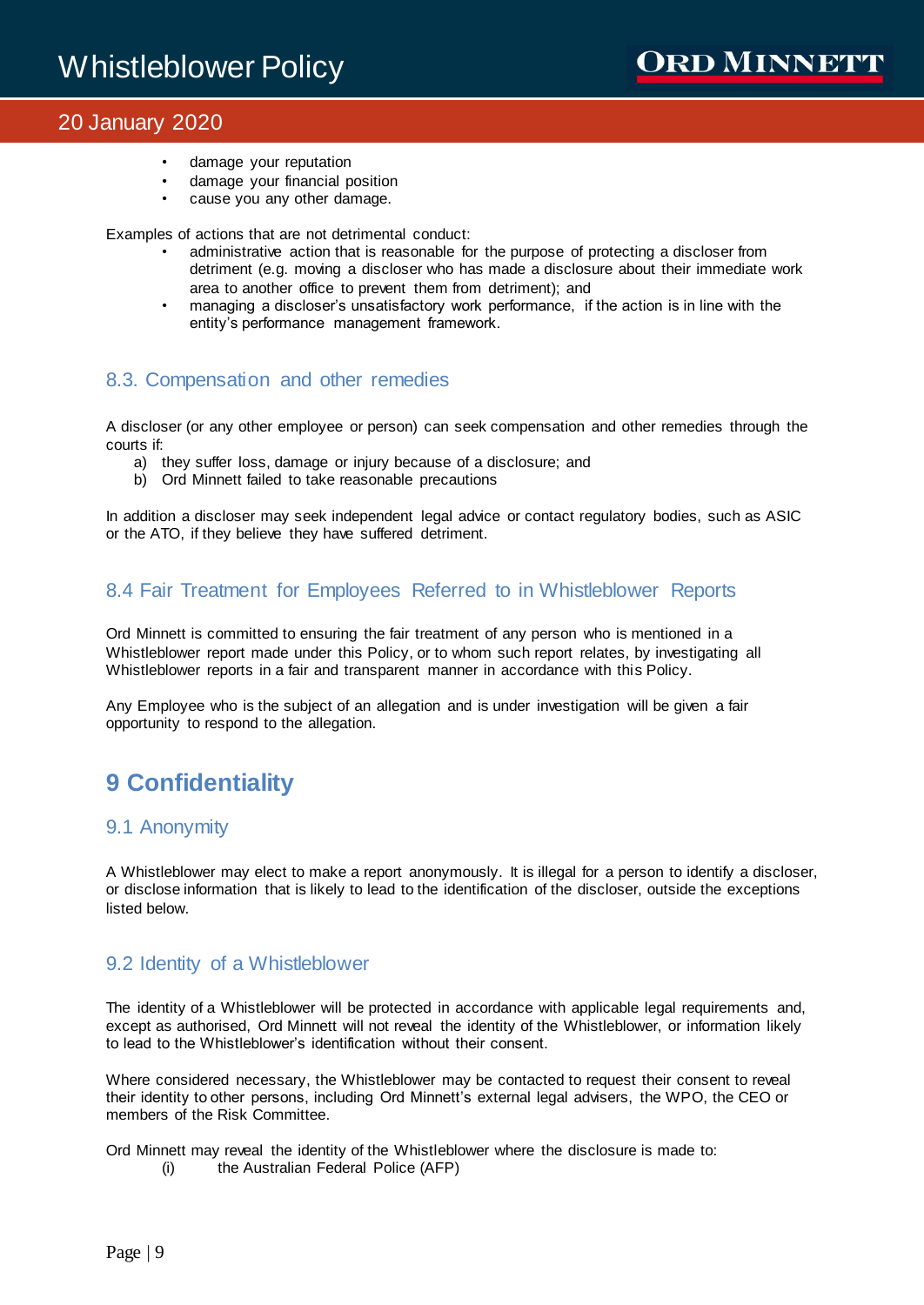- damage your reputation
- damage your financial position
- cause you any other damage.

Examples of actions that are not detrimental conduct:

- administrative action that is reasonable for the purpose of protecting a discloser from detriment (e.g. moving a discloser who has made a disclosure about their immediate work area to another office to prevent them from detriment); and
- managing a discloser's unsatisfactory work performance, if the action is in line with the entity's performance management framework.

### 8.3. Compensation and other remedies

A discloser (or any other employee or person) can seek compensation and other remedies through the courts if:

a) they suffer loss, damage or injury because of a disclosure; and
b) Ord Minnett failed to take reasonable precautions

In addition a discloser may seek independent legal advice or contact regulatory bodies, such as ASIC or the ATO, if they believe they have suffered detriment.

### 8.4 Fair Treatment for Employees Referred to in Whistleblower Reports

Ord Minnett is committed to ensuring the fair treatment of any person who is mentioned in a Whistleblower report made under this Policy, or to whom such report relates, by investigating all Whistleblower reports in a fair and transparent manner in accordance with this Policy.

Any Employee who is the subject of an allegation and is under investigation will be given a fair opportunity to respond to the allegation.

## 9 Confidentiality

### 9.1 Anonymity

A Whistleblower may elect to make a report anonymously. It is illegal for a person to identify a discloser, or disclose information that is likely to lead to the identification of the discloser, outside the exceptions listed below.

### 9.2 Identity of a Whistleblower

The identity of a Whistleblower will be protected in accordance with applicable legal requirements and, except as authorised, Ord Minnett will not reveal the identity of the Whistleblower, or information likely to lead to the Whistleblower's identification without their consent.

Where considered necessary, the Whistleblower may be contacted to request their consent to reveal their identity to other persons, including Ord Minnett's external legal advisers, the WPO, the CEO or members of the Risk Committee.

Ord Minnett may reveal the identity of the Whistleblower where the disclosure is made to:

(i) the Australian Federal Police (AFP)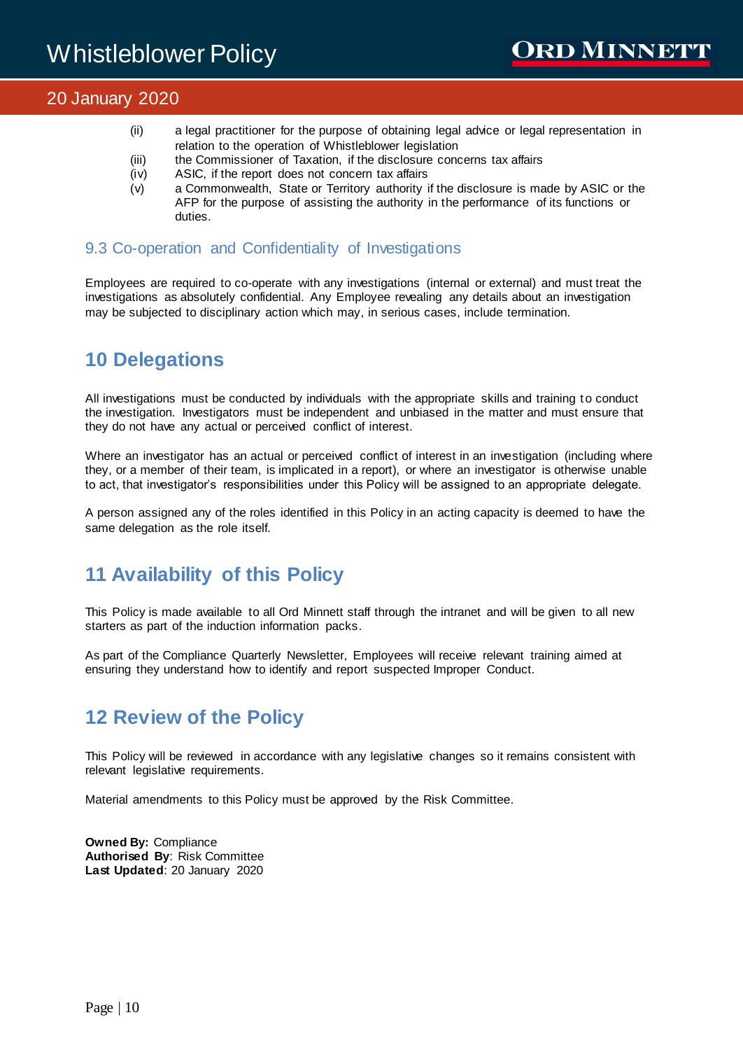(ii) a legal practitioner for the purpose of obtaining legal advice or legal representation in relation to the operation of Whistleblower legislation
(iii) the Commissioner of Taxation, if the disclosure concerns tax affairs
(iv) ASIC, if the report does not concern tax affairs
(v) a Commonwealth, State or Territory authority if the disclosure is made by ASIC or the AFP for the purpose of assisting the authority in the performance of its functions or duties.

### 9.3 Co-operation and Confidentiality of Investigations

Employees are required to co-operate with any investigations (internal or external) and must treat the investigations as absolutely confidential. Any Employee revealing any details about an investigation may be subjected to disciplinary action which may, in serious cases, include termination.

## 10 Delegations

All investigations must be conducted by individuals with the appropriate skills and training to conduct the investigation. Investigators must be independent and unbiased in the matter and must ensure that they do not have any actual or perceived conflict of interest.

Where an investigator has an actual or perceived conflict of interest in an investigation (including where they, or a member of their team, is implicated in a report), or where an investigator is otherwise unable to act, that investigator's responsibilities under this Policy will be assigned to an appropriate delegate.

A person assigned any of the roles identified in this Policy in an acting capacity is deemed to have the same delegation as the role itself.

## 11 Availability of this Policy

This Policy is made available to all Ord Minnett staff through the intranet and will be given to all new starters as part of the induction information packs.

As part of the Compliance Quarterly Newsletter, Employees will receive relevant training aimed at ensuring they understand how to identify and report suspected Improper Conduct.

## 12 Review of the Policy

This Policy will be reviewed in accordance with any legislative changes so it remains consistent with relevant legislative requirements.

Material amendments to this Policy must be approved by the Risk Committee.

**Owned By:** Compliance
**Authorised By**: Risk Committee
**Last Updated**: 20 January 2020